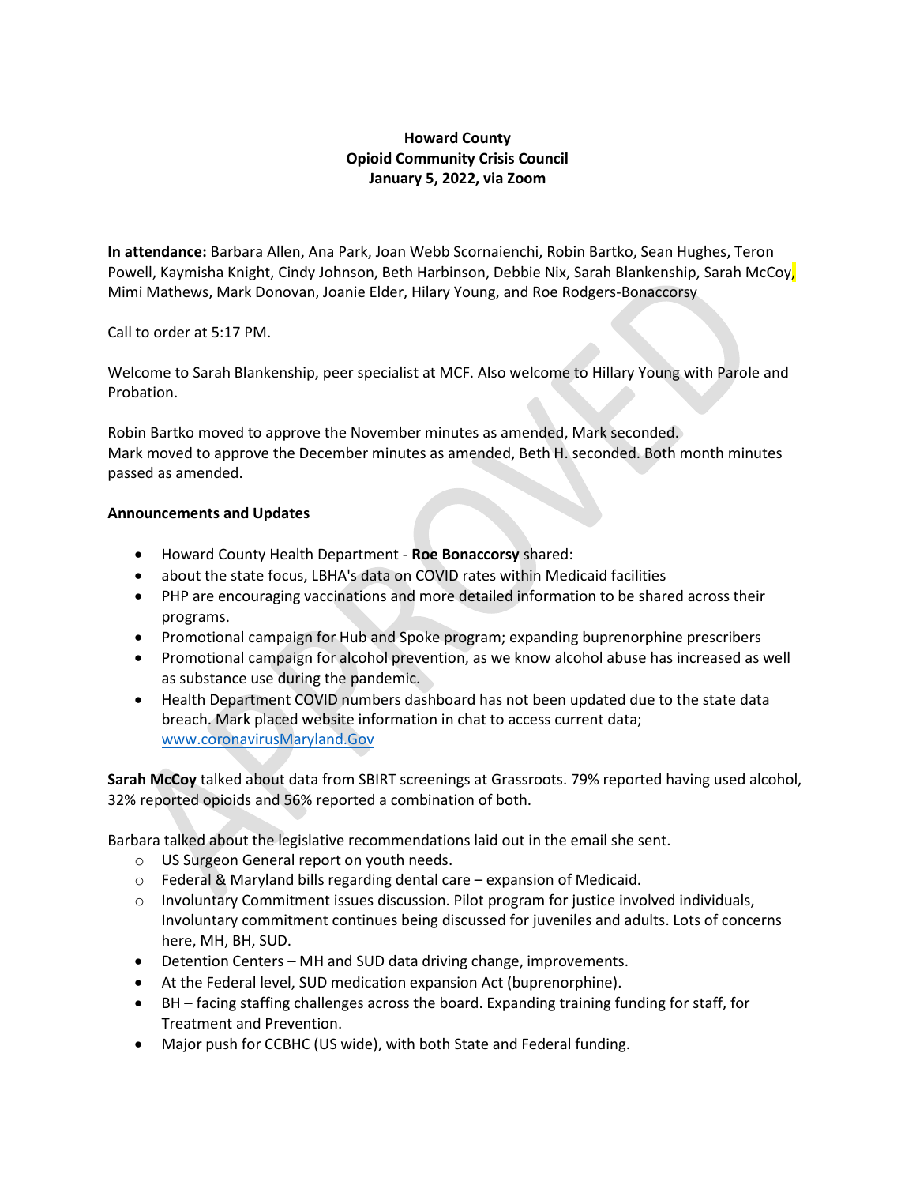**Howard County**
**Opioid Community Crisis Council**
**January 5, 2022, via Zoom**

**In attendance:** Barbara Allen, Ana Park, Joan Webb Scornaienchi, Robin Bartko, Sean Hughes, Teron Powell, Kaymisha Knight, Cindy Johnson, Beth Harbinson, Debbie Nix, Sarah Blankenship, Sarah McCoy, Mimi Mathews, Mark Donovan, Joanie Elder, Hilary Young, and Roe Rodgers-Bonaccorsy

Call to order at 5:17 PM.

Welcome to Sarah Blankenship, peer specialist at MCF. Also welcome to Hillary Young with Parole and Probation.

Robin Bartko moved to approve the November minutes as amended, Mark seconded.
Mark moved to approve the December minutes as amended, Beth H. seconded. Both month minutes passed as amended.

**Announcements and Updates**

- Howard County Health Department - **Roe Bonaccorsy** shared:
- about the state focus, LBHA's data on COVID rates within Medicaid facilities
- PHP are encouraging vaccinations and more detailed information to be shared across their programs.
- Promotional campaign for Hub and Spoke program; expanding buprenorphine prescribers
- Promotional campaign for alcohol prevention, as we know alcohol abuse has increased as well as substance use during the pandemic.
- Health Department COVID numbers dashboard has not been updated due to the state data breach. Mark placed website information in chat to access current data; www.coronavirusMaryland.Gov

**Sarah McCoy** talked about data from SBIRT screenings at Grassroots. 79% reported having used alcohol, 32% reported opioids and 56% reported a combination of both.

Barbara talked about the legislative recommendations laid out in the email she sent.

- US Surgeon General report on youth needs.
- Federal & Maryland bills regarding dental care – expansion of Medicaid.
- Involuntary Commitment issues discussion. Pilot program for justice involved individuals, Involuntary commitment continues being discussed for juveniles and adults. Lots of concerns here, MH, BH, SUD.

- Detention Centers – MH and SUD data driving change, improvements.
- At the Federal level, SUD medication expansion Act (buprenorphine).
- BH – facing staffing challenges across the board. Expanding training funding for staff, for Treatment and Prevention.
- Major push for CCBHC (US wide), with both State and Federal funding.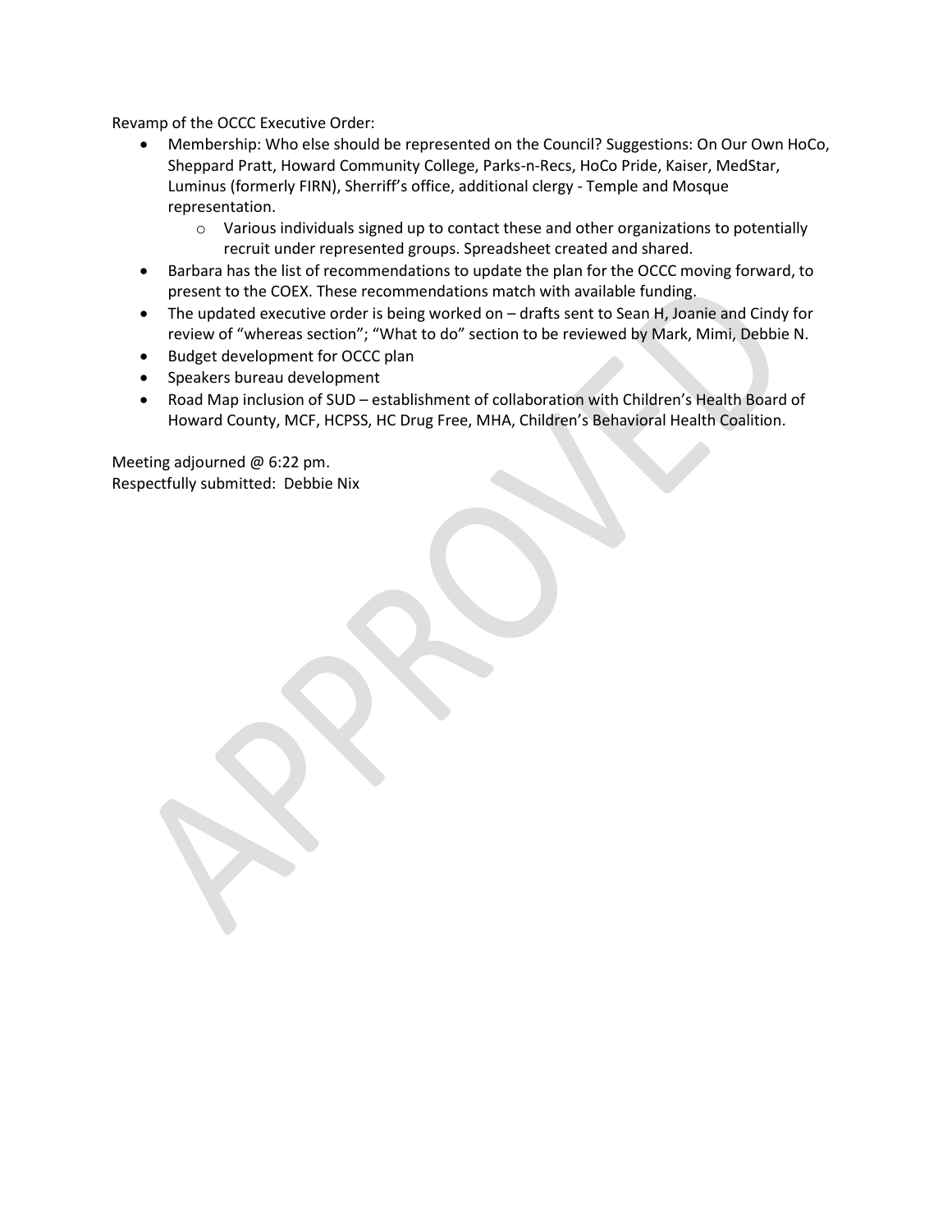Revamp of the OCCC Executive Order:

- Membership: Who else should be represented on the Council? Suggestions: On Our Own HoCo, Sheppard Pratt, Howard Community College, Parks-n-Recs, HoCo Pride, Kaiser, MedStar, Luminus (formerly FIRN), Sherriff's office, additional clergy - Temple and Mosque representation.
  - Various individuals signed up to contact these and other organizations to potentially recruit under represented groups. Spreadsheet created and shared.
- Barbara has the list of recommendations to update the plan for the OCCC moving forward, to present to the COEX. These recommendations match with available funding.
- The updated executive order is being worked on – drafts sent to Sean H, Joanie and Cindy for review of "whereas section"; "What to do" section to be reviewed by Mark, Mimi, Debbie N.
- Budget development for OCCC plan
- Speakers bureau development
- Road Map inclusion of SUD – establishment of collaboration with Children's Health Board of Howard County, MCF, HCPSS, HC Drug Free, MHA, Children's Behavioral Health Coalition.

Meeting adjourned @ 6:22 pm.
Respectfully submitted: Debbie Nix